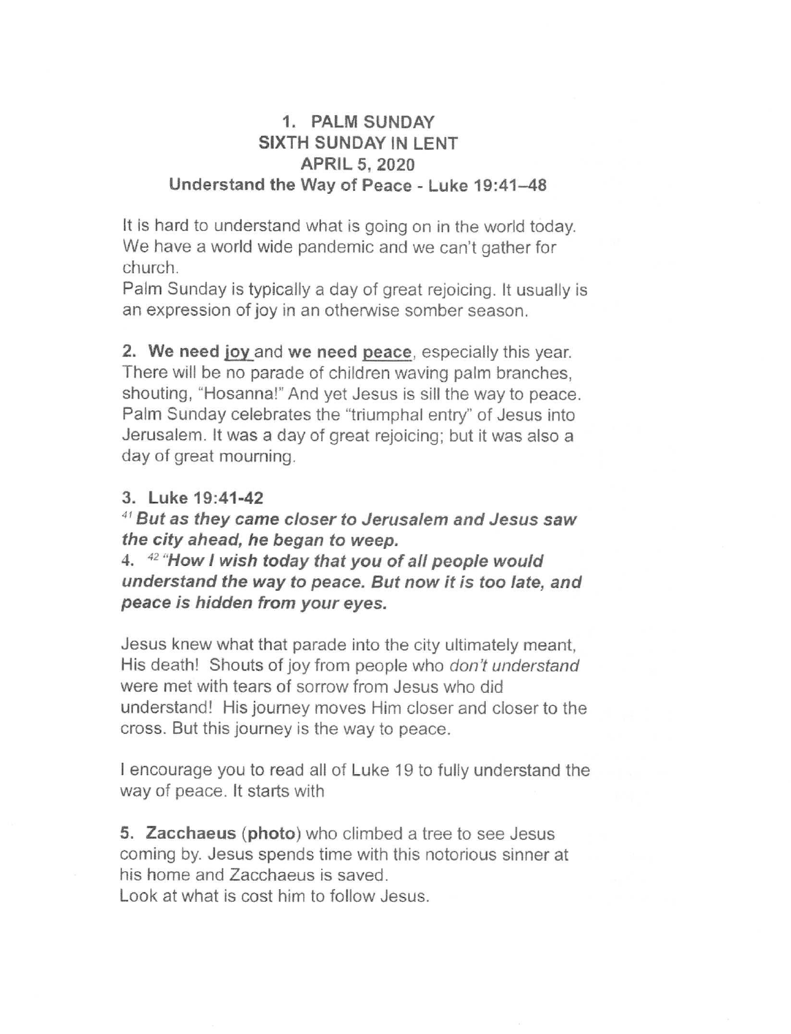**1. PALM SUNDAY**
**SIXTH SUNDAY IN LENT**
**APRIL 5, 2020**
**Understand the Way of Peace - Luke 19:41–48**

It is hard to understand what is going on in the world today. We have a world wide pandemic and we can't gather for church.

Palm Sunday is typically a day of great rejoicing. It usually is an expression of joy in an otherwise somber season.

**2. We need <u>joy</u> and we need <u>peace</u>**, especially this year. There will be no parade of children waving palm branches, shouting, "Hosanna!" And yet Jesus is sill the way to peace. Palm Sunday celebrates the "triumphal entry" of Jesus into Jerusalem. It was a day of great rejoicing; but it was also a day of great mourning.

**3. Luke 19:41-42**

***[41] But as they came closer to Jerusalem and Jesus saw the city ahead, he began to weep.***

4. ***[42] "How I wish today that you of all people would understand the way to peace. But now it is too late, and peace is hidden from your eyes.***

Jesus knew what that parade into the city ultimately meant, His death! Shouts of joy from people who *don't understand* were met with tears of sorrow from Jesus who did understand! His journey moves Him closer and closer to the cross. But this journey is the way to peace.

I encourage you to read all of Luke 19 to fully understand the way of peace. It starts with

**5. Zacchaeus** (**photo**) who climbed a tree to see Jesus coming by. Jesus spends time with this notorious sinner at his home and Zacchaeus is saved.

Look at what is cost him to follow Jesus.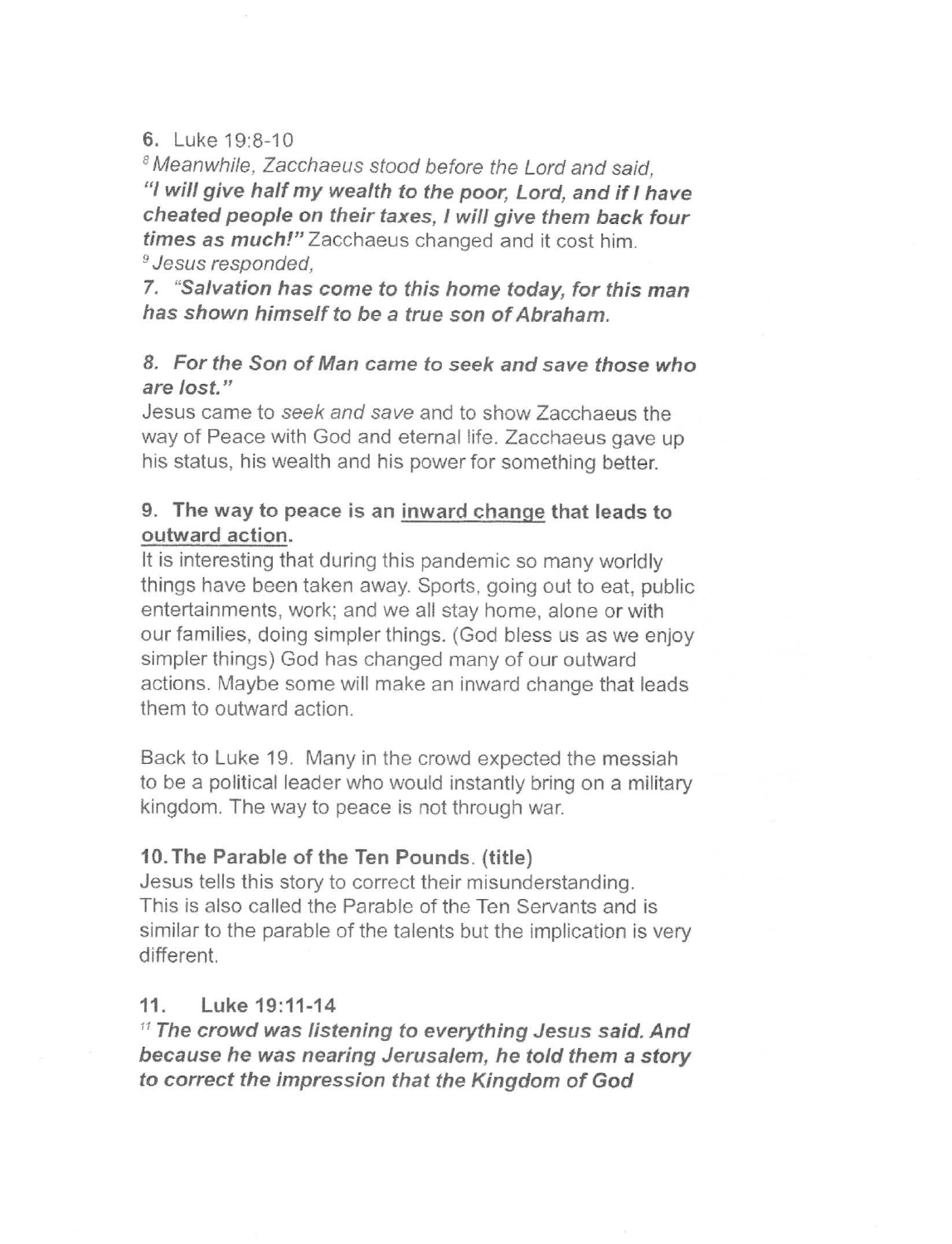**6.** Luke 19:8-10

[8] *Meanwhile, Zacchaeus stood before the Lord and said,*
***"I will give half my wealth to the poor, Lord, and if I have cheated people on their taxes, I will give them back four times as much!"*** Zacchaeus changed and it cost him.
[9] *Jesus responded,*

***7. "Salvation has come to this home today, for this man has shown himself to be a true son of Abraham.***

***8. For the Son of Man came to seek and save those who are lost."***
Jesus came to *seek and save* and to show Zacchaeus the way of Peace with God and eternal life. Zacchaeus gave up his status, his wealth and his power for something better.

**9. The way to peace is an inward change that leads to outward action.**
It is interesting that during this pandemic so many worldly things have been taken away. Sports, going out to eat, public entertainments, work; and we all stay home, alone or with our families, doing simpler things. (God bless us as we enjoy simpler things) God has changed many of our outward actions. Maybe some will make an inward change that leads them to outward action.

Back to Luke 19. Many in the crowd expected the messiah to be a political leader who would instantly bring on a military kingdom. The way to peace is not through war.

**10. The Parable of the Ten Pounds. (title)**
Jesus tells this story to correct their misunderstanding. This is also called the Parable of the Ten Servants and is similar to the parable of the talents but the implication is very different.

**11. Luke 19:11-14**

[11] ***The crowd was listening to everything Jesus said. And because he was nearing Jerusalem, he told them a story to correct the impression that the Kingdom of God***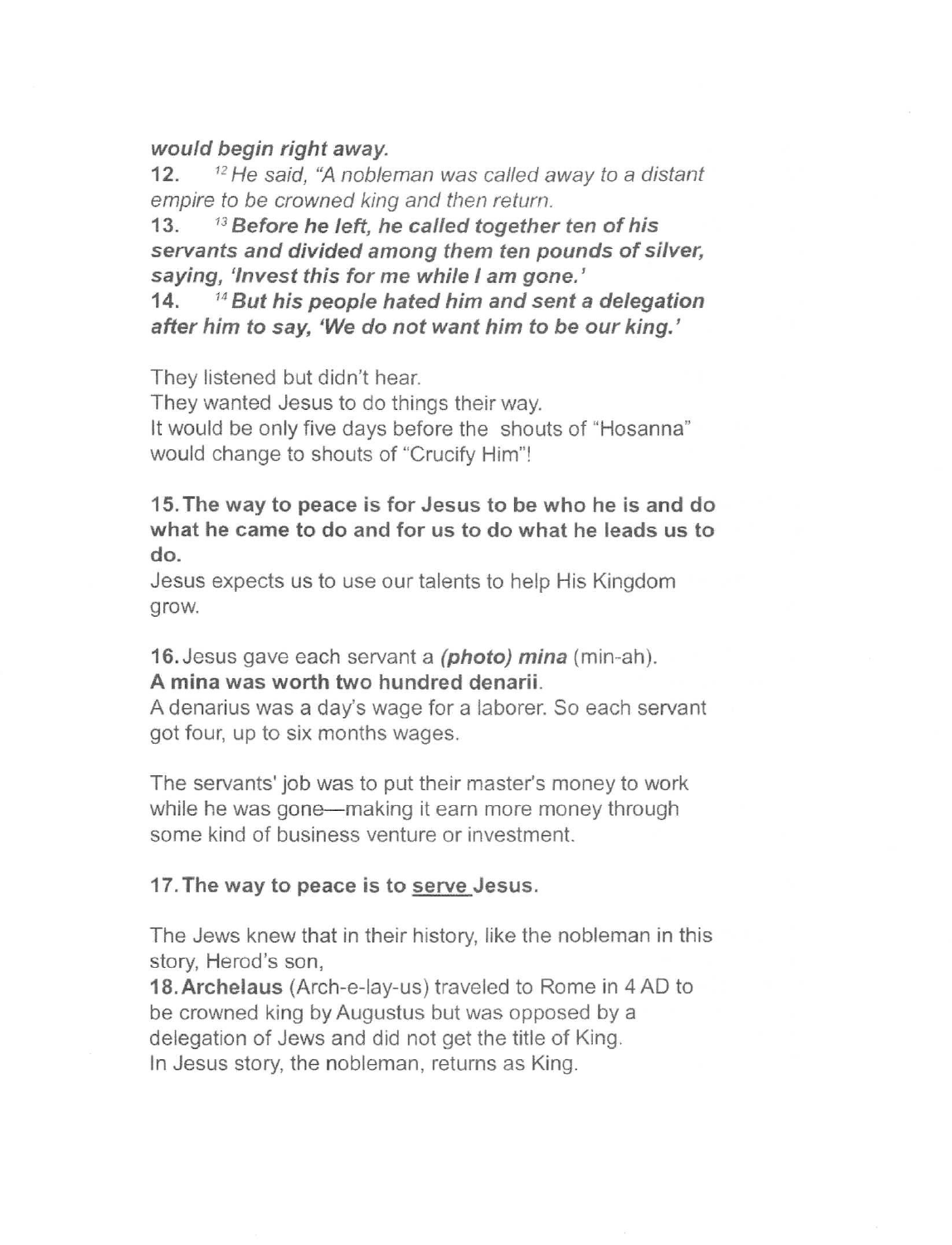***would begin right away.***

12. *[12] He said, "A nobleman was called away to a distant empire to be crowned king and then return.*

13. ***[13] Before he left, he called together ten of his servants and divided among them ten pounds of silver, saying, 'Invest this for me while I am gone.'***

14. ***[14] But his people hated him and sent a delegation after him to say, 'We do not want him to be our king.'***

They listened but didn't hear.
They wanted Jesus to do things their way.
It would be only five days before the shouts of "Hosanna" would change to shouts of "Crucify Him"!

**15. The way to peace is for Jesus to be who he is and do what he came to do and for us to do what he leads us to do.**
Jesus expects us to use our talents to help His Kingdom grow.

**16.** Jesus gave each servant a ***(photo) mina*** (min-ah).
**A mina was worth two hundred denarii**.
A denarius was a day's wage for a laborer. So each servant got four, up to six months wages.

The servants' job was to put their master's money to work while he was gone—making it earn more money through some kind of business venture or investment.

**17. The way to peace is to <u>serve</u> Jesus.**

The Jews knew that in their history, like the nobleman in this story, Herod's son,
**18. Archelaus** (Arch-e-lay-us) traveled to Rome in 4 AD to be crowned king by Augustus but was opposed by a delegation of Jews and did not get the title of King.
In Jesus story, the nobleman, returns as King.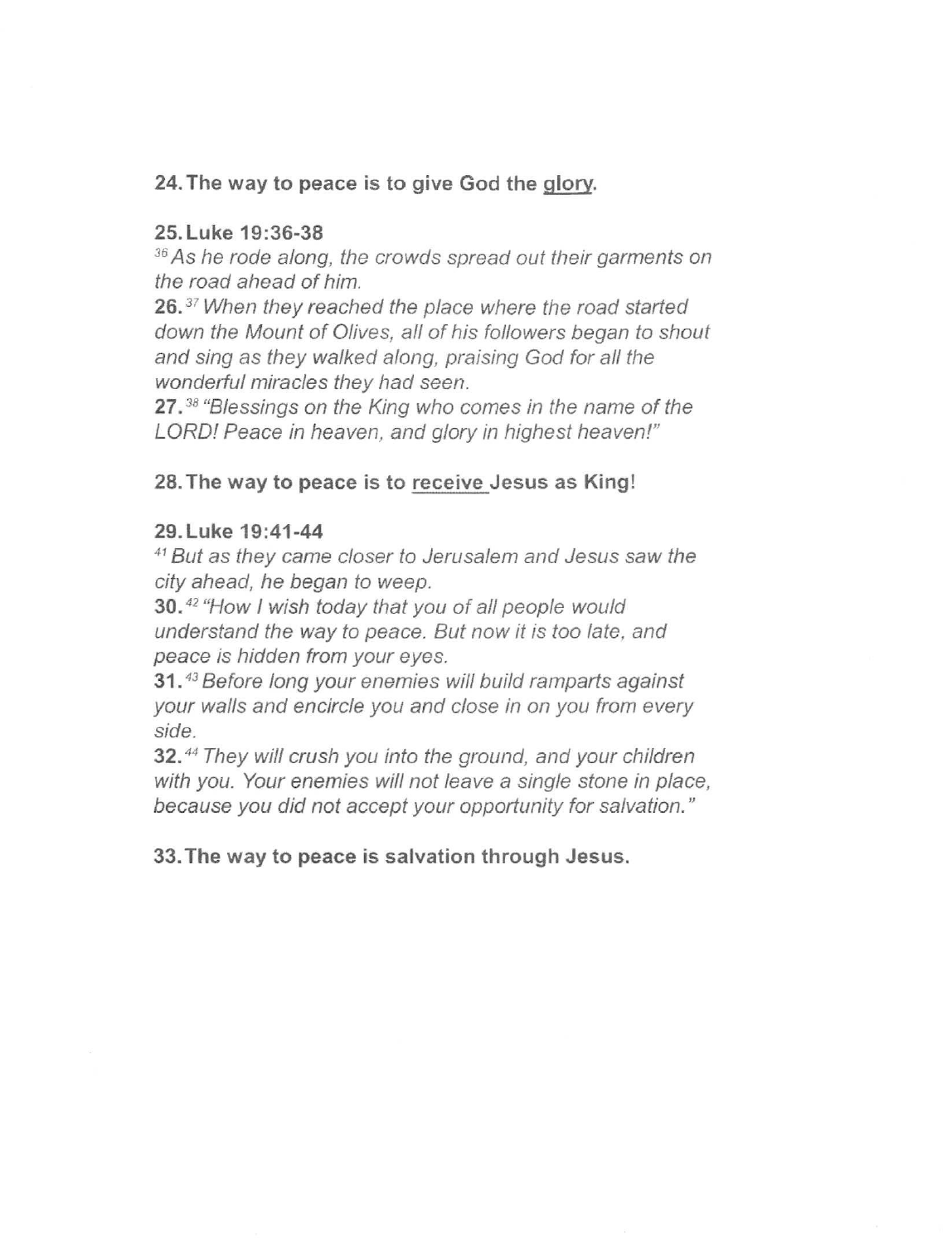**24. The way to peace is to give God the glory.**

**25. Luke 19:36-38**
*[36] As he rode along, the crowds spread out their garments on the road ahead of him.*
**26.** *[37] When they reached the place where the road started down the Mount of Olives, all of his followers began to shout and sing as they walked along, praising God for all the wonderful miracles they had seen.*
**27.** *[38] "Blessings on the King who comes in the name of the LORD! Peace in heaven, and glory in highest heaven!"*

**28. The way to peace is to receive Jesus as King!**

**29. Luke 19:41-44**
*[41] But as they came closer to Jerusalem and Jesus saw the city ahead, he began to weep.*
**30.** *[42] "How I wish today that you of all people would understand the way to peace. But now it is too late, and peace is hidden from your eyes.*
**31.** *[43] Before long your enemies will build ramparts against your walls and encircle you and close in on you from every side.*
**32.** *[44] They will crush you into the ground, and your children with you. Your enemies will not leave a single stone in place, because you did not accept your opportunity for salvation."*

**33. The way to peace is salvation through Jesus.**